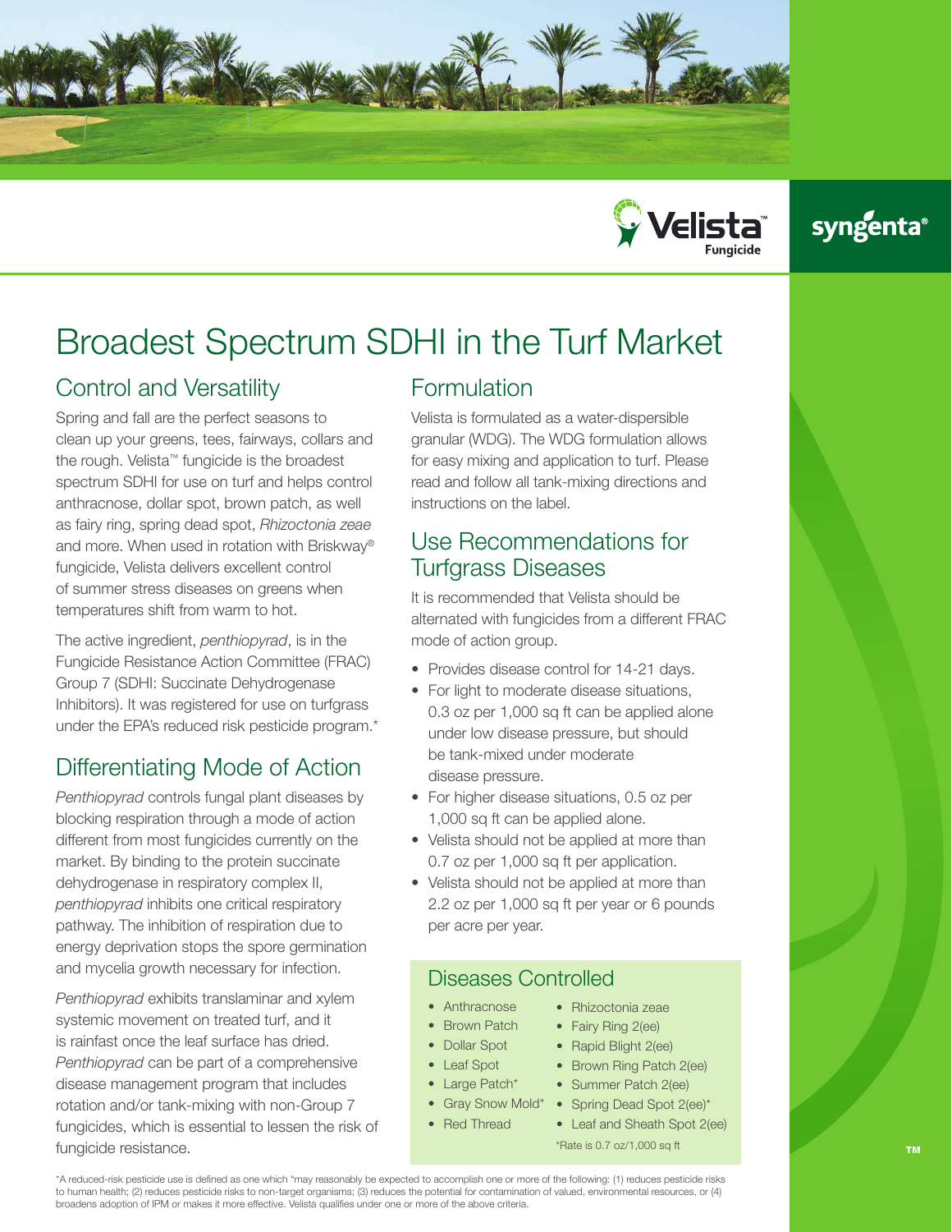Velista™ Fungicide

syngenta®

# Broadest Spectrum SDHI in the Turf Market

## Control and Versatility

Spring and fall are the perfect seasons to clean up your greens, tees, fairways, collars and the rough. Velista™ fungicide is the broadest spectrum SDHI for use on turf and helps control anthracnose, dollar spot, brown patch, as well as fairy ring, spring dead spot, *Rhizoctonia zeae* and more. When used in rotation with Briskway® fungicide, Velista delivers excellent control of summer stress diseases on greens when temperatures shift from warm to hot.

The active ingredient, *penthiopyrad*, is in the Fungicide Resistance Action Committee (FRAC) Group 7 (SDHI: Succinate Dehydrogenase Inhibitors). It was registered for use on turfgrass under the EPA's reduced risk pesticide program.*

## Differentiating Mode of Action

*Penthiopyrad* controls fungal plant diseases by blocking respiration through a mode of action different from most fungicides currently on the market. By binding to the protein succinate dehydrogenase in respiratory complex II, *penthiopyrad* inhibits one critical respiratory pathway. The inhibition of respiration due to energy deprivation stops the spore germination and mycelia growth necessary for infection.

*Penthiopyrad* exhibits translaminar and xylem systemic movement on treated turf, and it is rainfast once the leaf surface has dried. *Penthiopyrad* can be part of a comprehensive disease management program that includes rotation and/or tank-mixing with non-Group 7 fungicides, which is essential to lessen the risk of fungicide resistance.

## Formulation

Velista is formulated as a water-dispersible granular (WDG). The WDG formulation allows for easy mixing and application to turf. Please read and follow all tank-mixing directions and instructions on the label.

## Use Recommendations for Turfgrass Diseases

It is recommended that Velista should be alternated with fungicides from a different FRAC mode of action group.

- Provides disease control for 14-21 days.
- For light to moderate disease situations, 0.3 oz per 1,000 sq ft can be applied alone under low disease pressure, but should be tank-mixed under moderate disease pressure.
- For higher disease situations, 0.5 oz per 1,000 sq ft can be applied alone.
- Velista should not be applied at more than 0.7 oz per 1,000 sq ft per application.
- Velista should not be applied at more than 2.2 oz per 1,000 sq ft per year or 6 pounds per acre per year.

## Diseases Controlled

- Anthracnose
- Brown Patch
- Dollar Spot
- Leaf Spot
- Large Patch*
- Gray Snow Mold*
- Red Thread
- Rhizoctonia zeae
- Fairy Ring 2(ee)
- Rapid Blight 2(ee)
- Brown Ring Patch 2(ee)
- Summer Patch 2(ee)
- Spring Dead Spot 2(ee)*
- Leaf and Sheath Spot 2(ee)

*Rate is 0.7 oz/1,000 sq ft

*A reduced-risk pesticide use is defined as one which "may reasonably be expected to accomplish one or more of the following: (1) reduces pesticide risks to human health; (2) reduces pesticide risks to non-target organisms; (3) reduces the potential for contamination of valued, environmental resources, or (4) broadens adoption of IPM or makes it more effective. Velista qualifies under one or more of the above criteria.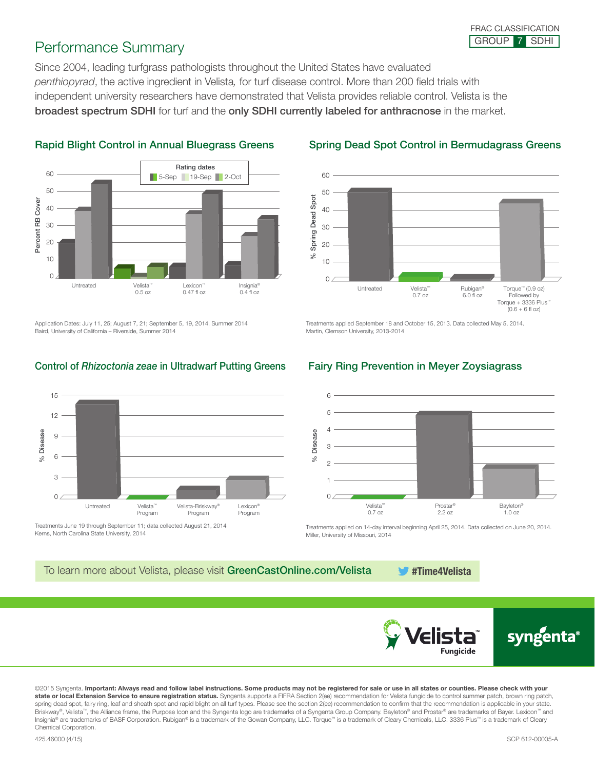FRAC CLASSIFICATION
GROUP 7 SDHI

# Performance Summary

Since 2004, leading turfgrass pathologists throughout the United States have evaluated *penthiopyrad*, the active ingredient in Velista, for turf disease control. More than 200 field trials with independent university researchers have demonstrated that Velista provides reliable control. Velista is the **broadest spectrum SDHI** for turf and the **only SDHI currently labeled for anthracnose** in the market.

## Rapid Blight Control in Annual Bluegrass Greens

Rating dates
5-Sep
19-Sep
2-Oct

Percent RB Cover
0
10
20
30
40
50
60

Untreated
Velista™ 0.5 oz
Lexicon™ 0.47 fl oz
Insignia® 0.4 fl oz

Application Dates: July 11, 25; August 7, 21; September 5, 19, 2014. Summer 2014
Baird, University of California – Riverside, Summer 2014

## Spring Dead Spot Control in Bermudagrass Greens

% Spring Dead Spot
0
10
20
30
40
50
60

Untreated
Velista™ 0.7 oz
Rubigan® 6.0 fl oz
Torque™ (0.9 oz) Followed by Torque + 3336 Plus™ (0.6 + 6 fl oz)

Treatments applied September 18 and October 15, 2013. Data collected May 5, 2014.
Martin, Clemson University, 2013-2014

## Control of *Rhizoctonia zeae* in Ultradwarf Putting Greens

% Disease
0
3
6
9
12
15

Untreated
Velista™ Program
Velista-Briskway® Program
Lexicon® Program

Treatments June 19 through September 11; data collected August 21, 2014
Kerns, North Carolina State University, 2014

## Fairy Ring Prevention in Meyer Zoysiagrass

% Disease
0
1
2
3
4
5
6

Velista™ 0.7 oz
Prostar® 2.2 oz
Bayleton® 1.0 oz

Treatments applied on 14-day interval beginning April 25, 2014. Data collected on June 20, 2014.
Miller, University of Missouri, 2014

To learn more about Velista, please visit **GreenCastOnline.com/Velista** #Time4Velista

Velista™ Fungicide
syngenta®

©2015 Syngenta. **Important: Always read and follow label instructions. Some products may not be registered for sale or use in all states or counties. Please check with your state or local Extension Service to ensure registration status.** Syngenta supports a FIFRA Section 2(ee) recommendation for Velista fungicide to control summer patch, brown ring patch, spring dead spot, fairy ring, leaf and sheath spot and rapid blight on all turf types. Please see the section 2(ee) recommendation to confirm that the recommendation is applicable in your state. Briskway®, Velista™, the Alliance frame, the Purpose Icon and the Syngenta logo are trademarks of a Syngenta Group Company. Bayleton® and Prostar® are trademarks of Bayer. Lexicon™ and Insignia® are trademarks of BASF Corporation. Rubigan® is a trademark of the Gowan Company, LLC. Torque™ is a trademark of Cleary Chemicals, LLC. 3336 Plus™ is a trademark of Cleary Chemical Corporation.

425.46000 (4/15)

SCP 612-00005-A